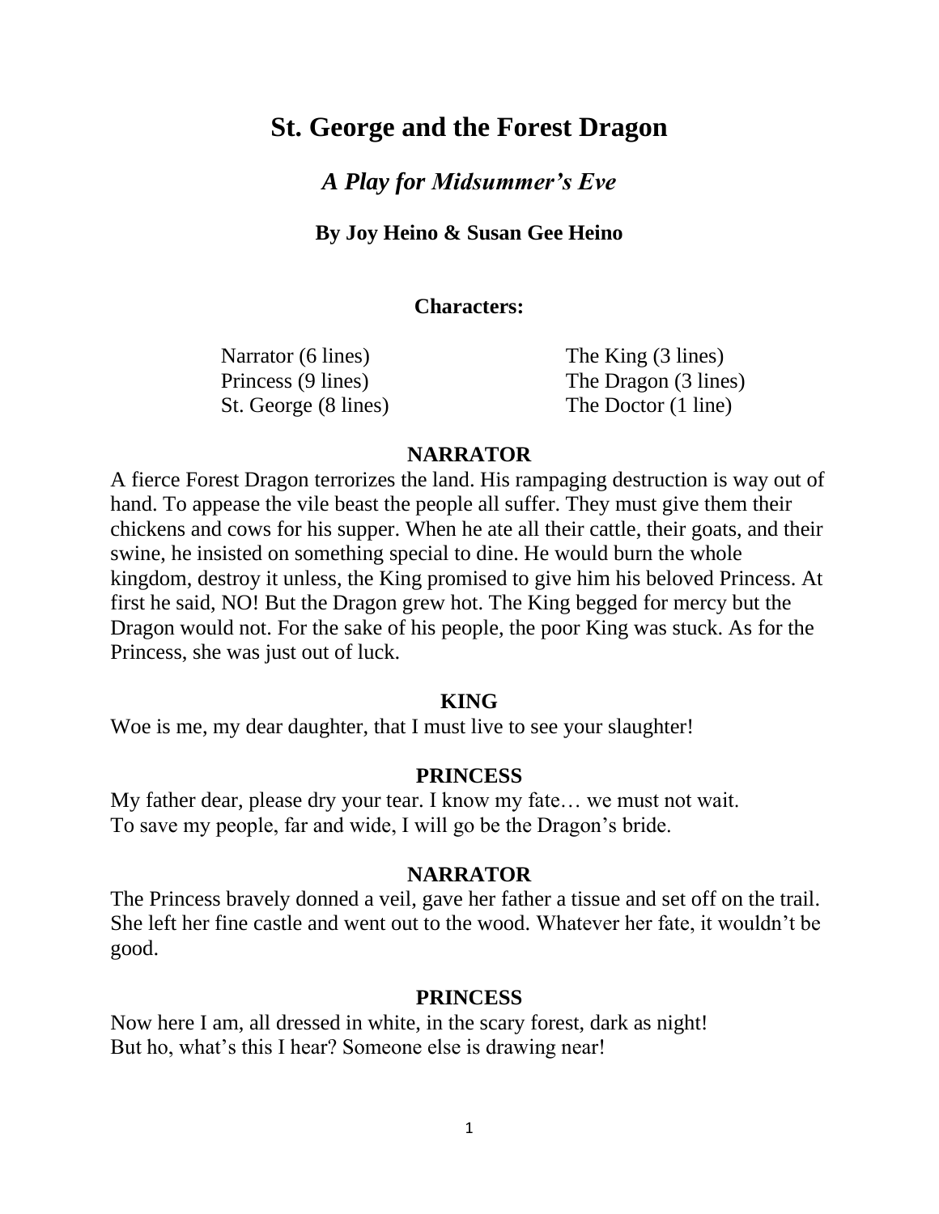# St. George and the Forest Dragon

## *A Play for Midsummer's Eve*

**By Joy Heino & Susan Gee Heino**

**Characters:**

| | |
|---|---|
| Narrator (6 lines) | The King (3 lines) |
| Princess (9 lines) | The Dragon (3 lines) |
| St. George (8 lines) | The Doctor (1 line) |

**NARRATOR**

A fierce Forest Dragon terrorizes the land. His rampaging destruction is way out of hand. To appease the vile beast the people all suffer. They must give them their chickens and cows for his supper. When he ate all their cattle, their goats, and their swine, he insisted on something special to dine. He would burn the whole kingdom, destroy it unless, the King promised to give him his beloved Princess. At first he said, NO! But the Dragon grew hot. The King begged for mercy but the Dragon would not. For the sake of his people, the poor King was stuck. As for the Princess, she was just out of luck.

**KING**

Woe is me, my dear daughter, that I must live to see your slaughter!

**PRINCESS**

My father dear, please dry your tear. I know my fate… we must not wait.
To save my people, far and wide, I will go be the Dragon's bride.

**NARRATOR**

The Princess bravely donned a veil, gave her father a tissue and set off on the trail. She left her fine castle and went out to the wood. Whatever her fate, it wouldn't be good.

**PRINCESS**

Now here I am, all dressed in white, in the scary forest, dark as night!
But ho, what's this I hear? Someone else is drawing near!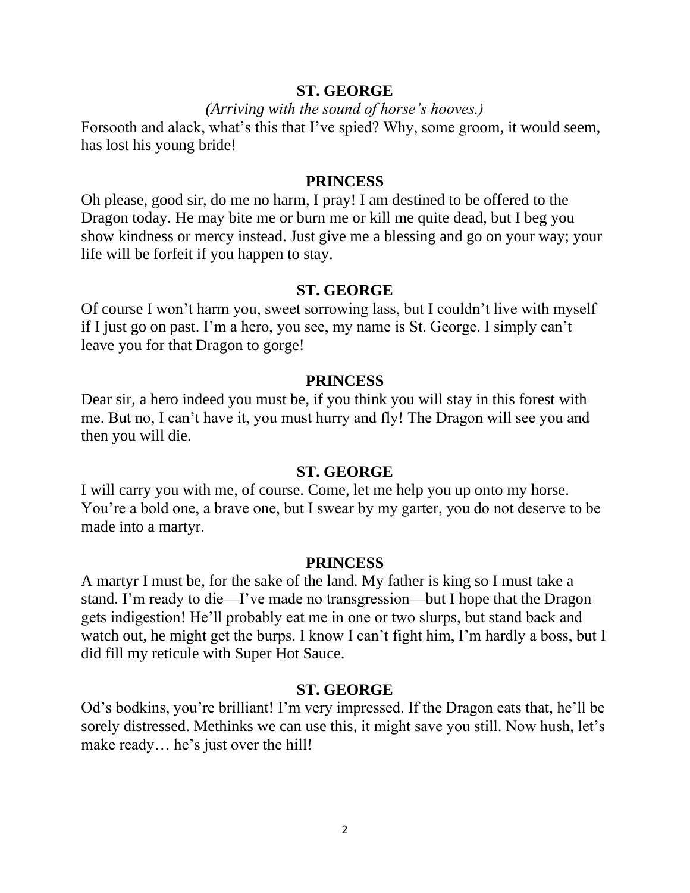**ST. GEORGE**

*(Arriving with the sound of horse's hooves.)*

Forsooth and alack, what's this that I've spied? Why, some groom, it would seem, has lost his young bride!

**PRINCESS**

Oh please, good sir, do me no harm, I pray! I am destined to be offered to the Dragon today. He may bite me or burn me or kill me quite dead, but I beg you show kindness or mercy instead. Just give me a blessing and go on your way; your life will be forfeit if you happen to stay.

**ST. GEORGE**

Of course I won't harm you, sweet sorrowing lass, but I couldn't live with myself if I just go on past. I'm a hero, you see, my name is St. George. I simply can't leave you for that Dragon to gorge!

**PRINCESS**

Dear sir, a hero indeed you must be, if you think you will stay in this forest with me. But no, I can't have it, you must hurry and fly! The Dragon will see you and then you will die.

**ST. GEORGE**

I will carry you with me, of course. Come, let me help you up onto my horse. You're a bold one, a brave one, but I swear by my garter, you do not deserve to be made into a martyr.

**PRINCESS**

A martyr I must be, for the sake of the land. My father is king so I must take a stand. I'm ready to die—I've made no transgression—but I hope that the Dragon gets indigestion! He'll probably eat me in one or two slurps, but stand back and watch out, he might get the burps. I know I can't fight him, I'm hardly a boss, but I did fill my reticule with Super Hot Sauce.

**ST. GEORGE**

Od's bodkins, you're brilliant! I'm very impressed. If the Dragon eats that, he'll be sorely distressed. Methinks we can use this, it might save you still. Now hush, let's make ready… he's just over the hill!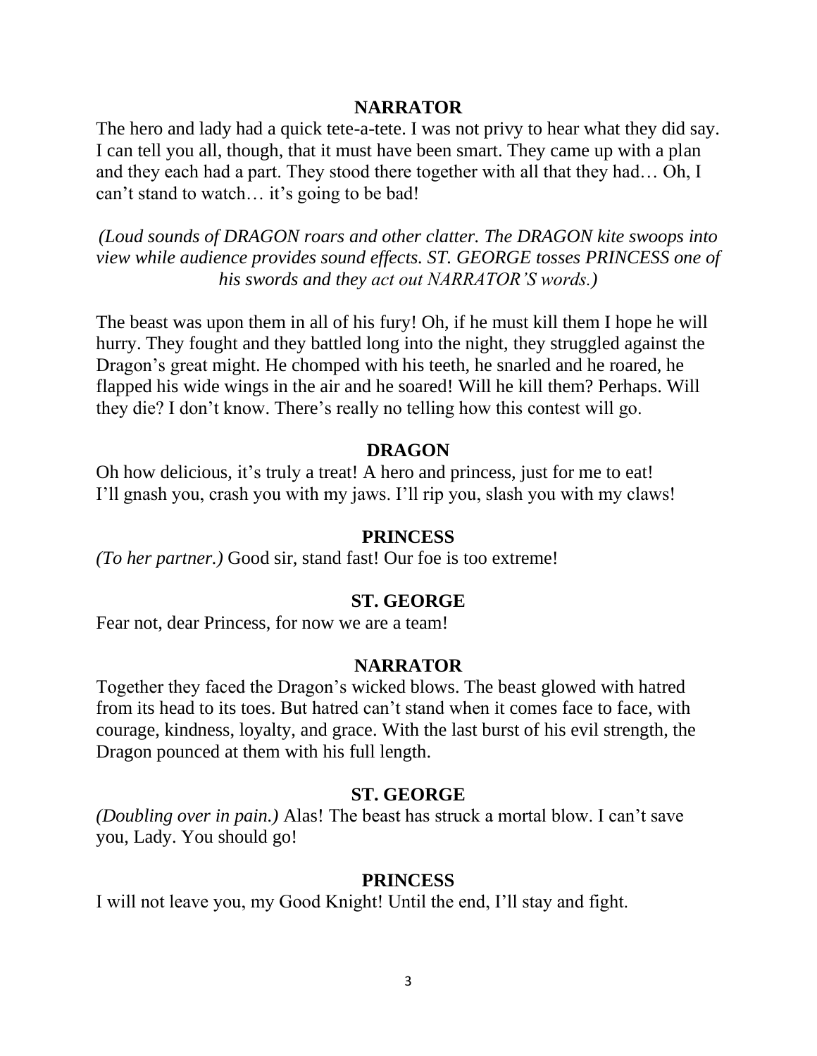**NARRATOR**

The hero and lady had a quick tete-a-tete. I was not privy to hear what they did say. I can tell you all, though, that it must have been smart. They came up with a plan and they each had a part. They stood there together with all that they had… Oh, I can't stand to watch… it's going to be bad!

*(Loud sounds of DRAGON roars and other clatter. The DRAGON kite swoops into view while audience provides sound effects. ST. GEORGE tosses PRINCESS one of his swords and they act out NARRATOR'S words.)*

The beast was upon them in all of his fury! Oh, if he must kill them I hope he will hurry. They fought and they battled long into the night, they struggled against the Dragon's great might. He chomped with his teeth, he snarled and he roared, he flapped his wide wings in the air and he soared! Will he kill them? Perhaps. Will they die? I don't know. There's really no telling how this contest will go.

**DRAGON**

Oh how delicious, it's truly a treat! A hero and princess, just for me to eat! I'll gnash you, crash you with my jaws. I'll rip you, slash you with my claws!

**PRINCESS**

*(To her partner.)* Good sir, stand fast! Our foe is too extreme!

**ST. GEORGE**

Fear not, dear Princess, for now we are a team!

**NARRATOR**

Together they faced the Dragon's wicked blows. The beast glowed with hatred from its head to its toes. But hatred can't stand when it comes face to face, with courage, kindness, loyalty, and grace. With the last burst of his evil strength, the Dragon pounced at them with his full length.

**ST. GEORGE**

*(Doubling over in pain.)* Alas! The beast has struck a mortal blow. I can't save you, Lady. You should go!

**PRINCESS**

I will not leave you, my Good Knight! Until the end, I'll stay and fight.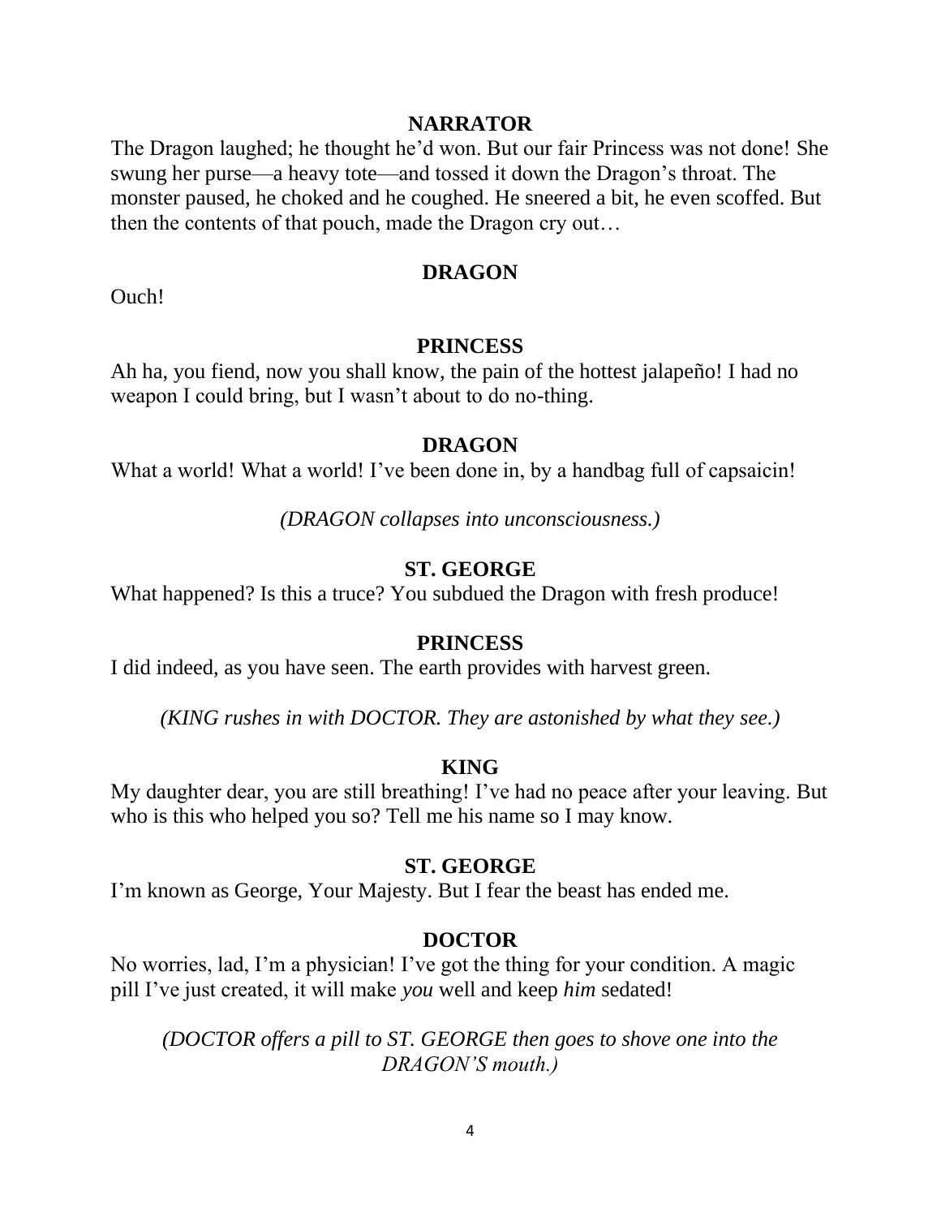**NARRATOR**

The Dragon laughed; he thought he'd won. But our fair Princess was not done! She swung her purse—a heavy tote—and tossed it down the Dragon's throat. The monster paused, he choked and he coughed. He sneered a bit, he even scoffed. But then the contents of that pouch, made the Dragon cry out…

**DRAGON**

Ouch!

**PRINCESS**

Ah ha, you fiend, now you shall know, the pain of the hottest jalapeño! I had no weapon I could bring, but I wasn't about to do no-thing.

**DRAGON**

What a world! What a world! I've been done in, by a handbag full of capsaicin!

*(DRAGON collapses into unconsciousness.)*

**ST. GEORGE**

What happened? Is this a truce? You subdued the Dragon with fresh produce!

**PRINCESS**

I did indeed, as you have seen. The earth provides with harvest green.

*(KING rushes in with DOCTOR. They are astonished by what they see.)*

**KING**

My daughter dear, you are still breathing! I've had no peace after your leaving. But who is this who helped you so? Tell me his name so I may know.

**ST. GEORGE**

I'm known as George, Your Majesty. But I fear the beast has ended me.

**DOCTOR**

No worries, lad, I'm a physician! I've got the thing for your condition. A magic pill I've just created, it will make *you* well and keep *him* sedated!

*(DOCTOR offers a pill to ST. GEORGE then goes to shove one into the DRAGON'S mouth.)*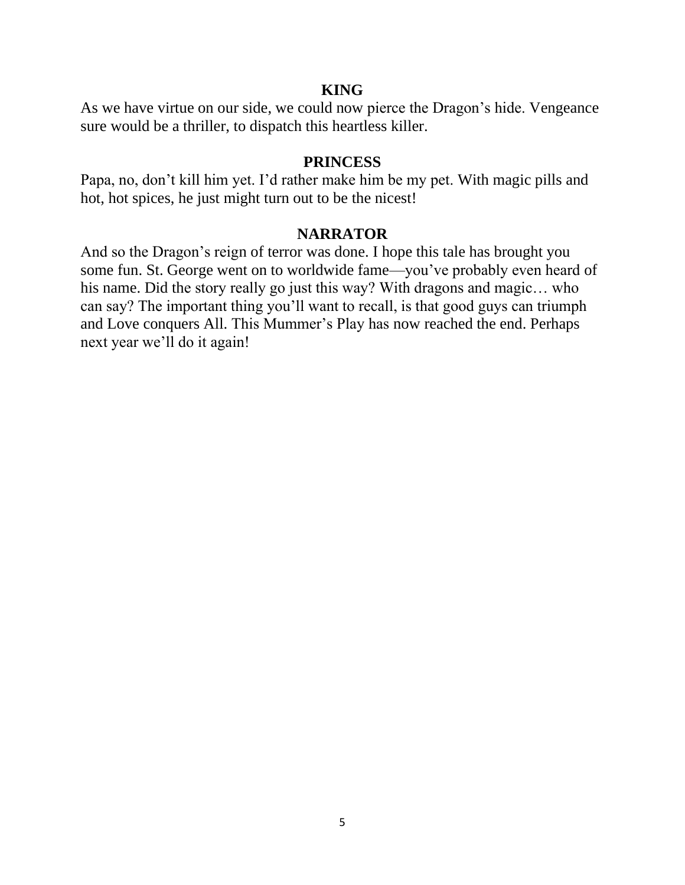**KING**

As we have virtue on our side, we could now pierce the Dragon's hide. Vengeance sure would be a thriller, to dispatch this heartless killer.

**PRINCESS**

Papa, no, don't kill him yet. I'd rather make him be my pet. With magic pills and hot, hot spices, he just might turn out to be the nicest!

**NARRATOR**

And so the Dragon's reign of terror was done. I hope this tale has brought you some fun. St. George went on to worldwide fame—you've probably even heard of his name. Did the story really go just this way? With dragons and magic… who can say? The important thing you'll want to recall, is that good guys can triumph and Love conquers All. This Mummer's Play has now reached the end. Perhaps next year we'll do it again!